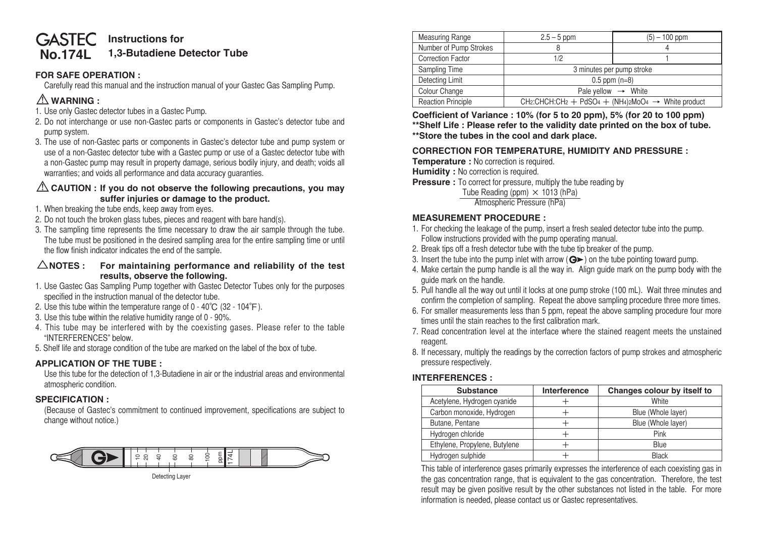# GASTEC No.174L Instructions for 1,3-Butadiene Detector Tube

## FOR SAFE OPERATION :

Carefully read this manual and the instruction manual of your Gastec Gas Sampling Pump.

## ⚠ WARNING :

1. Use only Gastec detector tubes in a Gastec Pump.
2. Do not interchange or use non-Gastec parts or components in Gastec's detector tube and pump system.
3. The use of non-Gastec parts or components in Gastec's detector tube and pump system or use of a non-Gastec detector tube with a Gastec pump or use of a Gastec detector tube with a non-Gastec pump may result in property damage, serious bodily injury, and death; voids all warranties; and voids all performance and data accuracy guaranties.

## ⚠ CAUTION : If you do not observe the following precautions, you may suffer injuries or damage to the product.

1. When breaking the tube ends, keep away from eyes.
2. Do not touch the broken glass tubes, pieces and reagent with bare hand(s).
3. The sampling time represents the time necessary to draw the air sample through the tube. The tube must be positioned in the desired sampling area for the entire sampling time or until the flow finish indicator indicates the end of the sample.

## △NOTES : For maintaining performance and reliability of the test results, observe the following.

1. Use Gastec Gas Sampling Pump together with Gastec Detector Tubes only for the purposes specified in the instruction manual of the detector tube.
2. Use this tube within the temperature range of 0 - 40℃ (32 - 104°F).
3. Use this tube within the relative humidity range of 0 - 90%.
4. This tube may be interfered with by the coexisting gases. Please refer to the table "INTERFERENCES" below.
5. Shelf life and storage condition of the tube are marked on the label of the box of tube.

## APPLICATION OF THE TUBE :

Use this tube for the detection of 1,3-Butadiene in air or the industrial areas and environmental atmospheric condition.

## SPECIFICATION :

(Because of Gastec's commitment to continued improvement, specifications are subject to change without notice.)

10 20 40 60 80 100 ppm 174L

Detecting Layer

| Measuring Range | 2.5 – 5 ppm | (5) – 100 ppm |
|---|---|---|
| Number of Pump Strokes | 8 | 4 |
| Correction Factor | 1/2 | 1 |
| Sampling Time | 3 minutes per pump stroke | |
| Detecting Limit | 0.5 ppm (n=8) | |
| Colour Change | Pale yellow → White | |
| Reaction Principle | $CH_2{:}CHCH{:}CH_2 + PdSO_4 + (NH_4)_2MoO_4 \rightarrow$ White product | |

**Coefficient of Variance : 10% (for 5 to 20 ppm), 5% (for 20 to 100 ppm)**
**\*\*Shelf Life : Please refer to the validity date printed on the box of tube.**
**\*\*Store the tubes in the cool and dark place.**

## CORRECTION FOR TEMPERATURE, HUMIDITY AND PRESSURE :

**Temperature :** No correction is required.
**Humidity :** No correction is required.
**Pressure :** To correct for pressure, multiply the tube reading by

$$\frac{\text{Tube Reading (ppm)} \times 1013 \text{ (hPa)}}{\text{Atmospheric Pressure (hPa)}}$$

## MEASUREMENT PROCEDURE :

1. For checking the leakage of the pump, insert a fresh sealed detector tube into the pump. Follow instructions provided with the pump operating manual.
2. Break tips off a fresh detector tube with the tube tip breaker of the pump.
3. Insert the tube into the pump inlet with arrow (G►) on the tube pointing toward pump.
4. Make certain the pump handle is all the way in. Align guide mark on the pump body with the guide mark on the handle.
5. Pull handle all the way out until it locks at one pump stroke (100 mL). Wait three minutes and confirm the completion of sampling. Repeat the above sampling procedure three more times.
6. For smaller measurements less than 5 ppm, repeat the above sampling procedure four more times until the stain reaches to the first calibration mark.
7. Read concentration level at the interface where the stained reagent meets the unstained reagent.
8. If necessary, multiply the readings by the correction factors of pump strokes and atmospheric pressure respectively.

## INTERFERENCES :

| Substance | Interference | Changes colour by itself to |
|---|---|---|
| Acetylene, Hydrogen cyanide | + | White |
| Carbon monoxide, Hydrogen | + | Blue (Whole layer) |
| Butane, Pentane | + | Blue (Whole layer) |
| Hydrogen chloride | + | Pink |
| Ethylene, Propylene, Butylene | + | Blue |
| Hydrogen sulphide | + | Black |

This table of interference gases primarily expresses the interference of each coexisting gas in the gas concentration range, that is equivalent to the gas concentration. Therefore, the test result may be given positive result by the other substances not listed in the table. For more information is needed, please contact us or Gastec representatives.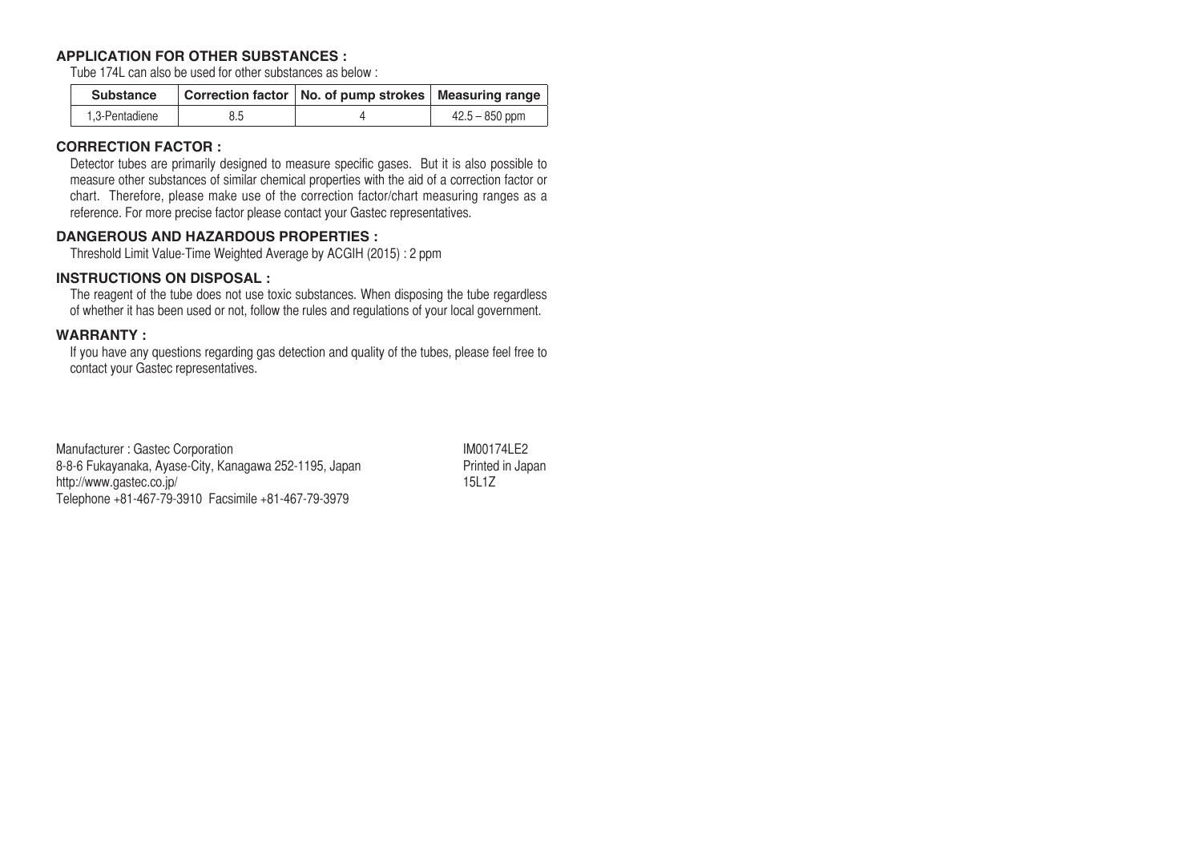## APPLICATION FOR OTHER SUBSTANCES :

Tube 174L can also be used for other substances as below :

| Substance | Correction factor | No. of pump strokes | Measuring range |
|---|---|---|---|
| 1,3-Pentadiene | 8.5 | 4 | 42.5 – 850 ppm |

## CORRECTION FACTOR :

Detector tubes are primarily designed to measure specific gases. But it is also possible to measure other substances of similar chemical properties with the aid of a correction factor or chart. Therefore, please make use of the correction factor/chart measuring ranges as a reference. For more precise factor please contact your Gastec representatives.

## DANGEROUS AND HAZARDOUS PROPERTIES :

Threshold Limit Value-Time Weighted Average by ACGIH (2015) : 2 ppm

## INSTRUCTIONS ON DISPOSAL :

The reagent of the tube does not use toxic substances. When disposing the tube regardless of whether it has been used or not, follow the rules and regulations of your local government.

## WARRANTY :

If you have any questions regarding gas detection and quality of the tubes, please feel free to contact your Gastec representatives.

Manufacturer : Gastec Corporation
8-8-6 Fukayanaka, Ayase-City, Kanagawa 252-1195, Japan
http://www.gastec.co.jp/
Telephone +81-467-79-3910 Facsimile +81-467-79-3979

IM00174LE2
Printed in Japan
15L1Z